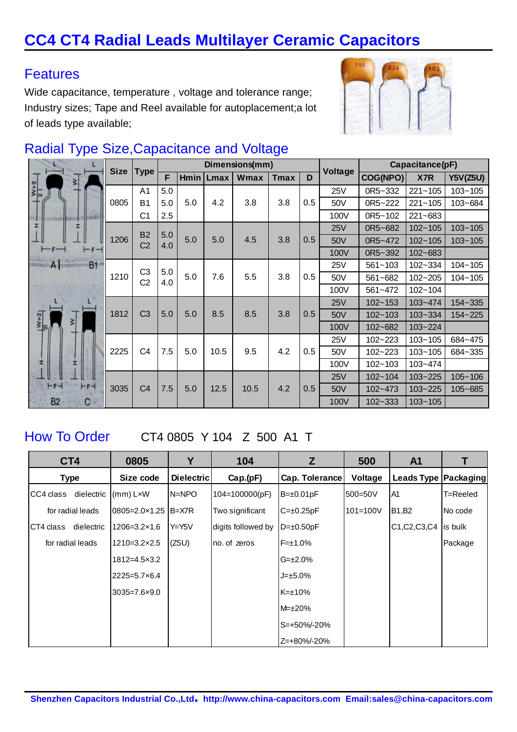# CC4 CT4 Radial Leads Multilayer Ceramic Capacitors

## Features

Wide capacitance, temperature , voltage and tolerance range; Industry sizes; Tape and Reel available for autoplacement;a lot of leads type available;

## Radial Type Size,Capacitance and Voltage

| Size | Type | Dimensions(mm) | | | | | | Voltage | Capacitance(pF) | | |
|---|---|---|---|---|---|---|---|---|---|---|---|
| | | F | Hmin | Lmax | Wmax | Tmax | D | | COG(NPO) | X7R | Y5V(Z5U) |
| 0805 | A1 | 5.0 | 5.0 | 4.2 | 3.8 | 3.8 | 0.5 | 25V | 0R5~332 | 221~105 | 103~105 |
| | B1 | 5.0 | | | | | | 50V | 0R5~222 | 221~105 | 103~684 |
| | C1 | 2.5 | | | | | | 100V | 0R5~102 | 221~683 | |
| 1206 | B2 C2 | 5.0 4.0 | 5.0 | 5.0 | 4.5 | 3.8 | 0.5 | 25V | 0R5~682 | 102~105 | 103~105 |
| | | | | | | | | 50V | 0R5~472 | 102~105 | 103~105 |
| | | | | | | | | 100V | 0R5~392 | 102~683 | |
| 1210 | C3 C2 | 5.0 4.0 | 5.0 | 7.6 | 5.5 | 3.8 | 0.5 | 25V | 561~103 | 102~334 | 104~105 |
| | | | | | | | | 50V | 561~682 | 102~205 | 104~105 |
| | | | | | | | | 100V | 561~472 | 102~104 | |
| 1812 | C3 | 5.0 | 5.0 | 8.5 | 8.5 | 3.8 | 0.5 | 25V | 102~153 | 103~474 | 154~335 |
| | | | | | | | | 50V | 102~103 | 103~334 | 154~225 |
| | | | | | | | | 100V | 102~682 | 103~224 | |
| 2225 | C4 | 7.5 | 5.0 | 10.5 | 9.5 | 4.2 | 0.5 | 25V | 102~223 | 103~105 | 684~475 |
| | | | | | | | | 50V | 102~223 | 103~105 | 684~335 |
| | | | | | | | | 100V | 102~103 | 103~474 | |
| 3035 | C4 | 7.5 | 5.0 | 12.5 | 10.5 | 4.2 | 0.5 | 25V | 102~104 | 103~225 | 105~106 |
| | | | | | | | | 50V | 102~473 | 103~225 | 105~685 |
| | | | | | | | | 100V | 102~333 | 103~105 | |

## How To Order

CT4 0805 Y 104 Z 500 A1 T

| CT4 | 0805 | Y | 104 | Z | 500 | A1 | T |
|---|---|---|---|---|---|---|---|
| **Type** | **Size code** | **Dielectric** | **Cap.(pF)** | **Cap. Tolerance** | **Voltage** | **Leads Type** | **Packaging** |
| CC4 class dielectric | (mm) L×W | N=NPO | 104=100000(pF) | B=±0.01pF | 500=50V | A1 | T=Reeled |
| for radial leads | 0805=2.0×1.25 | B=X7R | Two significant | C=±0.25pF | 101=100V | B1,B2 | No code |
| CT4 class dielectric | 1206=3.2×1.6 | Y=Y5V | digits followed by | D=±0.50pF | | C1,C2,C3,C4 | is bulk |
| for radial leads | 1210=3.2×2.5 | (Z5U) | no. of zeros | F=±1.0% | | | Package |
| | 1812=4.5×3.2 | | | G=±2.0% | | | |
| | 2225=5.7×6.4 | | | J=±5.0% | | | |
| | 3035=7.6×9.0 | | | K=±10% | | | |
| | | | | M=±20% | | | |
| | | | | S=+50%/-20% | | | |
| | | | | Z=+80%/-20% | | | |

**Shenzhen Capacitors Industrial Co.,Ltd. http://www.china-capacitors.com Email:sales@china-capacitors.com**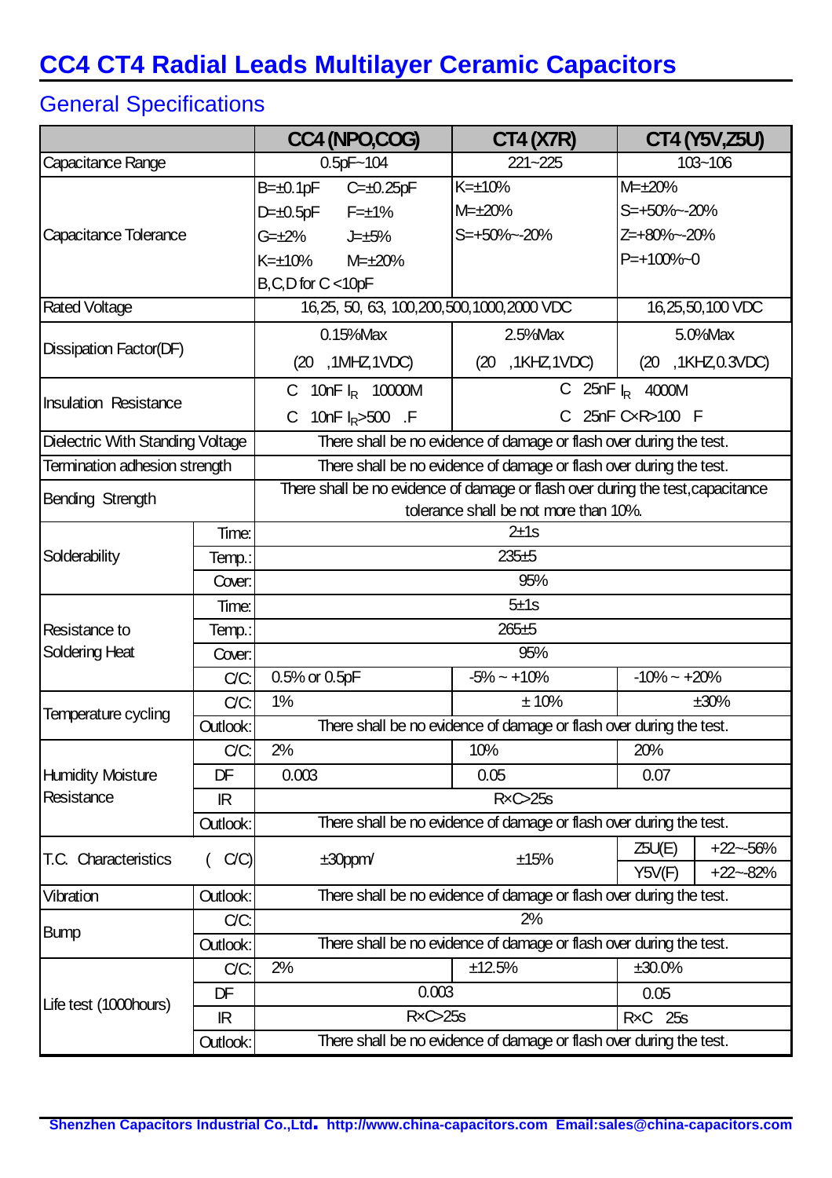# CC4 CT4 Radial Leads Multilayer Ceramic Capacitors

## General Specifications

| | | CC4 (NPO,COG) | CT4 (X7R) | CT4 (Y5V,Z5U) |
|---|---|---|---|---|
| Capacitance Range | | 0.5pF~104 | 221~225 | 103~106 |
| Capacitance Tolerance | | B=±0.1pF C=±0.25pF<br>D=±0.5pF F=±1%<br>G=±2% J=±5%<br>K=±10% M=±20%<br>B,C,D for C <10pF | K=±10%<br>M=±20%<br>S=+50%~-20% | M=±20%<br>S=+50%~-20%<br>Z=+80%~-20%<br>P=+100%~0 |
| Rated Voltage | | 16,25, 50, 63, 100,200,500,1000,2000 VDC | | 16,25,50,100 VDC |
| Dissipation Factor(DF) | | 0.15%Max<br>(20 ,1MHZ,1VDC) | 2.5%Max<br>(20 ,1KHZ,1VDC) | 5.0%Max<br>(20 ,1KHZ,0.3VDC) |
| Insulation Resistance | | C 10nF $I_R$ 10000M<br>C 10nF $I_R$>500 .F | C 25nF $I_R$ 4000M<br>C 25nF C×R>100 F | |
| Dielectric With Standing Voltage | | There shall be no evidence of damage or flash over during the test. | | |
| Termination adhesion strength | | There shall be no evidence of damage or flash over during the test. | | |
| Bending Strength | | There shall be no evidence of damage or flash over during the test,capacitance tolerance shall be not more than 10%. | | |
| Solderability | Time: | 2±1s | | |
| | Temp.: | 235±5 | | |
| | Cover: | 95% | | |
| Resistance to Soldering Heat | Time: | 5±1s | | |
| | Temp.: | 265±5 | | |
| | Cover: | 95% | | |
| | C/C: | 0.5% or 0.5pF | -5% ~ +10% | -10% ~ +20% |
| Temperature cycling | C/C: | 1% | ± 10% | ±30% |
| | Outlook: | There shall be no evidence of damage or flash over during the test. | | |
| Humidity Moisture Resistance | C/C: | 2% | 10% | 20% |
| | DF | 0.003 | 0.05 | 0.07 |
| | IR | R×C>25s | | |
| | Outlook: | There shall be no evidence of damage or flash over during the test. | | |
| T.C. Characteristics | ( C/C) | ±30ppm/ | ±15% | Z5U(E) +22~-56%<br>Y5V(F) +22~-82% |
| Vibration | Outlook: | There shall be no evidence of damage or flash over during the test. | | |
| Bump | C/C: | 2% | | |
| | Outlook: | There shall be no evidence of damage or flash over during the test. | | |
| Life test (1000hours) | C/C: | 2% | ±12.5% | ±30.0% |
| | DF | 0.003 | | 0.05 |
| | IR | R×C>25s | | R×C 25s |
| | Outlook: | There shall be no evidence of damage or flash over during the test. | | |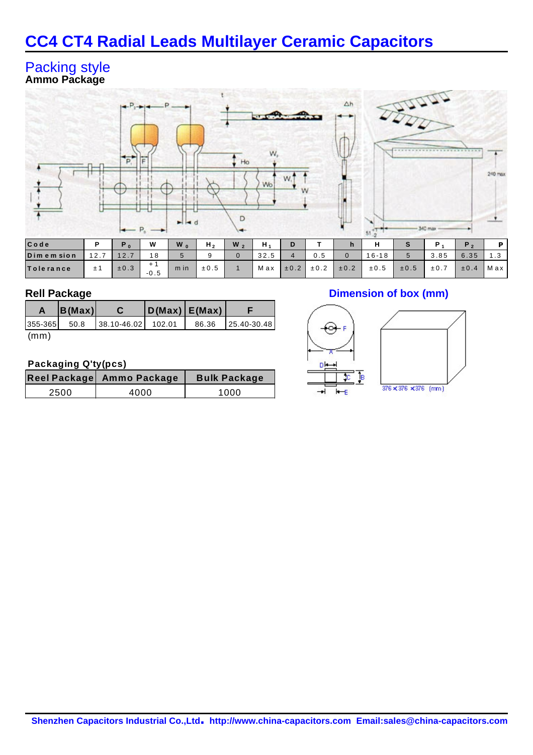# CC4 CT4 Radial Leads Multilayer Ceramic Capacitors

## Packing style

### Ammo Package

| Code | P | $P_0$ | W | $W_0$ | $H_2$ | $W_2$ | $H_1$ | D | T | h | H | S | $P_1$ | $P_2$ | P |
|---|---|---|---|---|---|---|---|---|---|---|---|---|---|---|---|
| Dimemsion | 12.7 | 12.7 | 18 | 5 | 9 | 0 | 32.5 | 4 | 0.5 | 0 | 16-18 | 5 | 3.85 | 6.35 | 1.3 |
| Tolerance | ±1 | ±0.3 | +1 -0.5 | min | ±0.5 | 1 | Max | ±0.2 | ±0.2 | ±0.2 | ±0.5 | ±0.5 | ±0.7 | ±0.4 | Max |

### Rell Package

| A | B(Max) | C | D(Max) | E(Max) | F |
|---|---|---|---|---|---|
| 355-365 | 50.8 | 38.10-46.02 | 102.01 | 86.36 | 25.40-30.48 |

(mm)

### Dimension of box (mm)

376 × 376 × 376 (mm)

### Packaging Q'ty(pcs)

| Reel Package | Ammo Package | Bulk Package |
|---|---|---|
| 2500 | 4000 | 1000 |